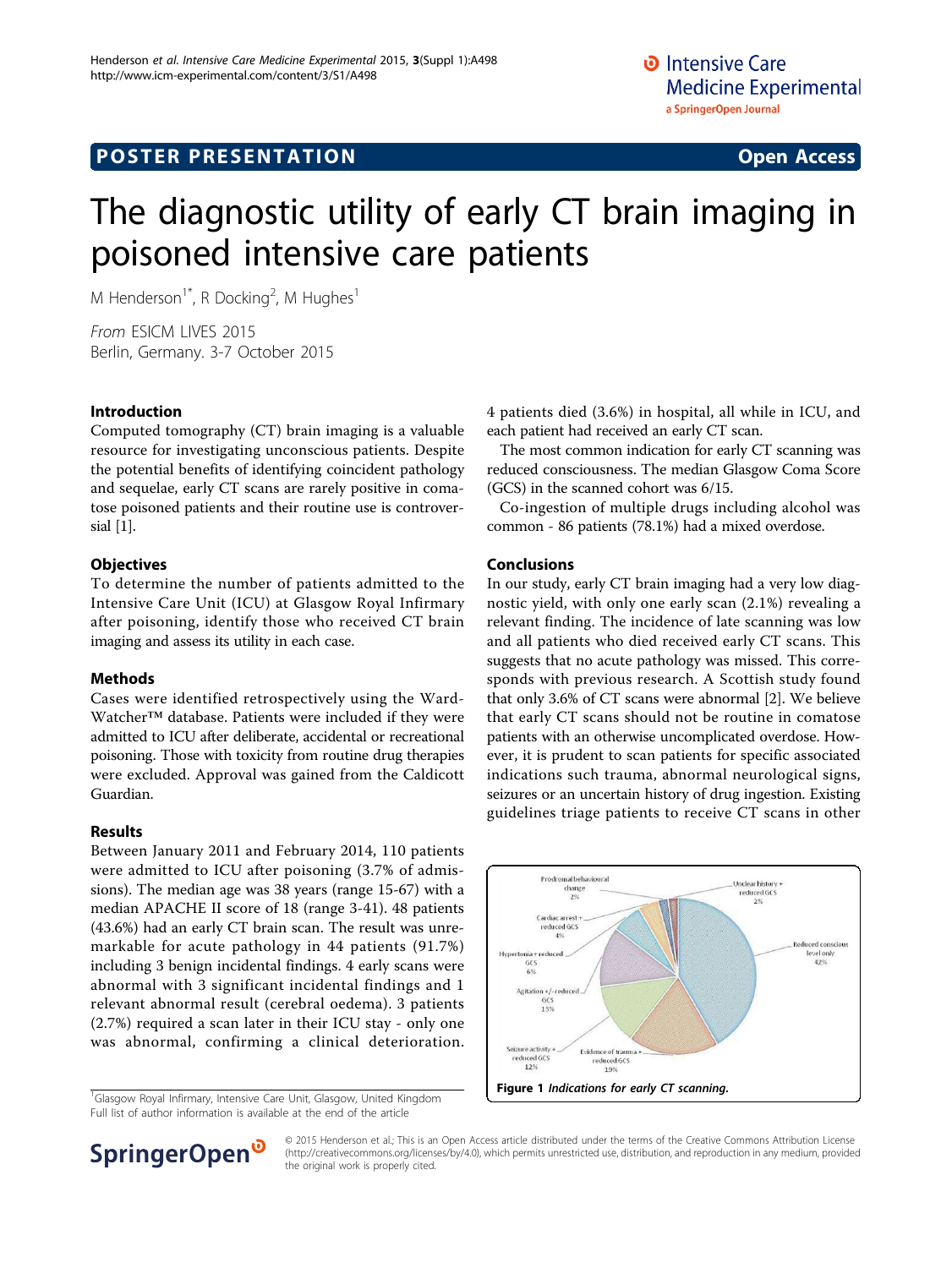POSTER PRESENTATION

Open Access

# The diagnostic utility of early CT brain imaging in poisoned intensive care patients

M Henderson[1*], R Docking[2], M Hughes[1]

*From* ESICM LIVES 2015
Berlin, Germany. 3-7 October 2015

## Introduction

Computed tomography (CT) brain imaging is a valuable resource for investigating unconscious patients. Despite the potential benefits of identifying coincident pathology and sequelae, early CT scans are rarely positive in comatose poisoned patients and their routine use is controversial [1].

## Objectives

To determine the number of patients admitted to the Intensive Care Unit (ICU) at Glasgow Royal Infirmary after poisoning, identify those who received CT brain imaging and assess its utility in each case.

## Methods

Cases were identified retrospectively using the Ward-Watcher™ database. Patients were included if they were admitted to ICU after deliberate, accidental or recreational poisoning. Those with toxicity from routine drug therapies were excluded. Approval was gained from the Caldicott Guardian.

## Results

Between January 2011 and February 2014, 110 patients were admitted to ICU after poisoning (3.7% of admissions). The median age was 38 years (range 15-67) with a median APACHE II score of 18 (range 3-41). 48 patients (43.6%) had an early CT brain scan. The result was unremarkable for acute pathology in 44 patients (91.7%) including 3 benign incidental findings. 4 early scans were abnormal with 3 significant incidental findings and 1 relevant abnormal result (cerebral oedema). 3 patients (2.7%) required a scan later in their ICU stay - only one was abnormal, confirming a clinical deterioration. 4 patients died (3.6%) in hospital, all while in ICU, and each patient had received an early CT scan.

The most common indication for early CT scanning was reduced consciousness. The median Glasgow Coma Score (GCS) in the scanned cohort was 6/15.

Co-ingestion of multiple drugs including alcohol was common - 86 patients (78.1%) had a mixed overdose.

## Conclusions

In our study, early CT brain imaging had a very low diagnostic yield, with only one early scan (2.1%) revealing a relevant finding. The incidence of late scanning was low and all patients who died received early CT scans. This suggests that no acute pathology was missed. This corresponds with previous research. A Scottish study found that only 3.6% of CT scans were abnormal [2]. We believe that early CT scans should not be routine in comatose patients with an otherwise uncomplicated overdose. However, it is prudent to scan patients for specific associated indications such trauma, abnormal neurological signs, seizures or an uncertain history of drug ingestion. Existing guidelines triage patients to receive CT scans in other

Prodromal behavioural change 2%; Unclear history + reduced GCS 2%; Cardiac arrest + reduced GCS 4%; Reduced conscious level only 42%; Hypertonia + reduced GCS 6%; Agitation +/- reduced GCS 13%; Seizure activity + reduced GCS 12%; Evidence of trauma + reduced GCS 19%

**Figure 1** *Indications for early CT scanning.*

[1]Glasgow Royal Infirmary, Intensive Care Unit, Glasgow, United Kingdom
Full list of author information is available at the end of the article

© 2015 Henderson et al.; This is an Open Access article distributed under the terms of the Creative Commons Attribution License (http://creativecommons.org/licenses/by/4.0), which permits unrestricted use, distribution, and reproduction in any medium, provided the original work is properly cited.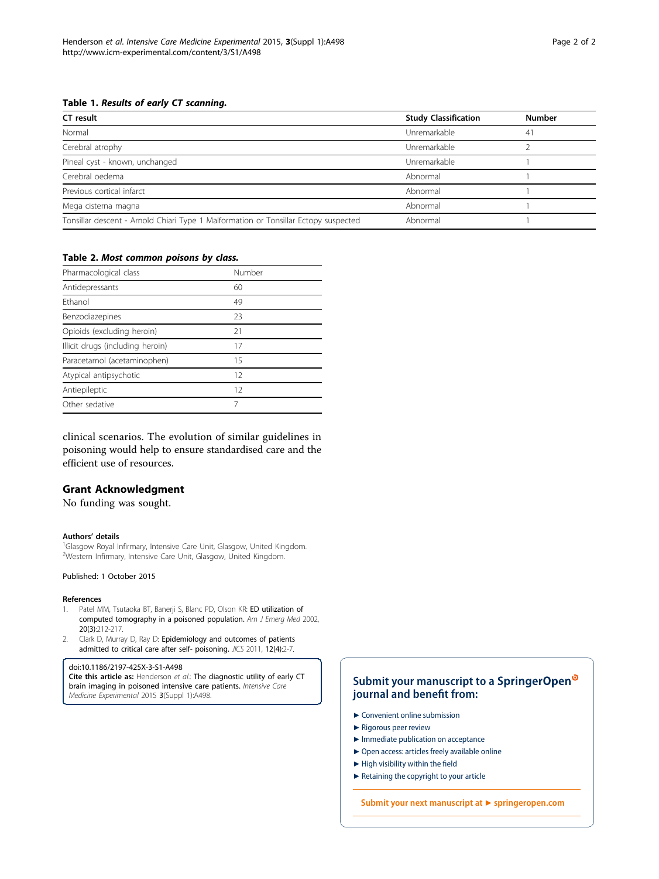**Table 1. *Results of early CT scanning.***

| CT result | Study Classification | Number |
| --- | --- | --- |
| Normal | Unremarkable | 41 |
| Cerebral atrophy | Unremarkable | 2 |
| Pineal cyst - known, unchanged | Unremarkable | 1 |
| Cerebral oedema | Abnormal | 1 |
| Previous cortical infarct | Abnormal | 1 |
| Mega cisterna magna | Abnormal | 1 |
| Tonsillar descent - Arnold Chiari Type 1 Malformation or Tonsillar Ectopy suspected | Abnormal | 1 |

**Table 2. *Most common poisons by class.***

| Pharmacological class | Number |
| --- | --- |
| Antidepressants | 60 |
| Ethanol | 49 |
| Benzodiazepines | 23 |
| Opioids (excluding heroin) | 21 |
| Illicit drugs (including heroin) | 17 |
| Paracetamol (acetaminophen) | 15 |
| Atypical antipsychotic | 12 |
| Antiepileptic | 12 |
| Other sedative | 7 |

clinical scenarios. The evolution of similar guidelines in poisoning would help to ensure standardised care and the efficient use of resources.

## Grant Acknowledgment

No funding was sought.

**Authors' details**

[1]Glasgow Royal Infirmary, Intensive Care Unit, Glasgow, United Kingdom.
[2]Western Infirmary, Intensive Care Unit, Glasgow, United Kingdom.

Published: 1 October 2015

**References**

1. Patel MM, Tsutaoka BT, Banerji S, Blanc PD, Olson KR: **ED utilization of computed tomography in a poisoned population.** *Am J Emerg Med* 2002, **20(3)**:212-217.
2. Clark D, Murray D, Ray D: **Epidemiology and outcomes of patients admitted to critical care after self- poisoning.** *JICS* 2011, **12(4)**:2-7.

doi:10.1186/2197-425X-3-S1-A498
**Cite this article as:** Henderson *et al.*: The diagnostic utility of early CT brain imaging in poisoned intensive care patients. *Intensive Care Medicine Experimental* 2015 **3**(Suppl 1):A498.

**Submit your manuscript to a SpringerOpen journal and benefit from:**

- ► Convenient online submission
- ► Rigorous peer review
- ► Immediate publication on acceptance
- ► Open access: articles freely available online
- ► High visibility within the field
- ► Retaining the copyright to your article

**Submit your next manuscript at ► springeropen.com**